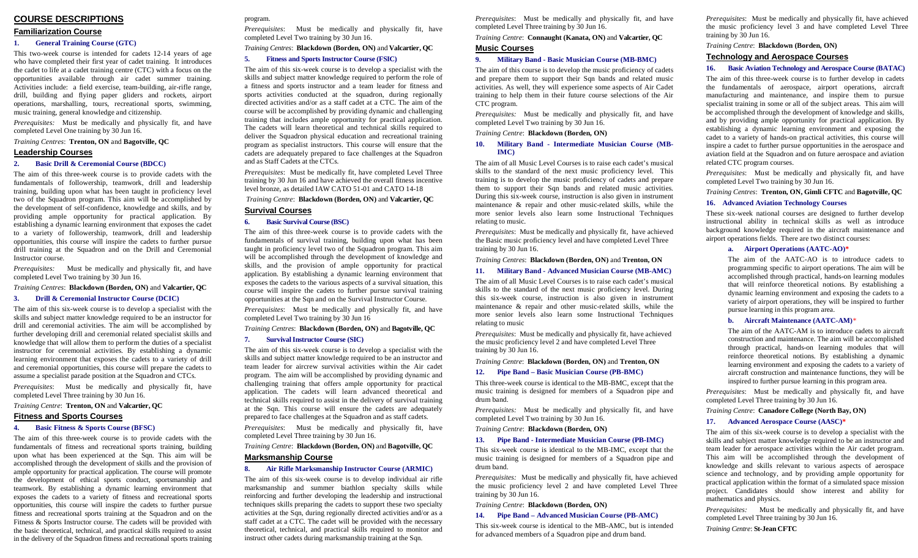# COURSE DESCRIPTIONS

## Familiarization Course

### 1. General Training Course (GTC)

This two-week course is intended for cadets 12-14 years of age who have completed their first year of cadet training. It introduces the cadet to life at a cadet training centre (CTC) with a focus on the opportunities available through air cadet summer training. Activities include: a field exercise, team-building, air-rifle range, drill, building and flying paper gliders and rockets, airport operations, marshalling, tours, recreational sports, swimming, music training, general knowledge and citizenship.

*Prerequisites:* Must be medically and physically fit, and have completed Level One training by 30 Jun 16.

*Training Centres*: **Trenton, ON** and **Bagotville, QC**

## Leadership Courses

### 2. Basic Drill & Ceremonial Course (BDCC)

The aim of this three-week course is to provide cadets with the fundamentals of followership, teamwork, drill and leadership training, building upon what has been taught in proficiency level two of the Squadron program. This aim will be accomplished by the development of self-confidence, knowledge and skills, and by providing ample opportunity for practical application. By establishing a dynamic learning environment that exposes the cadet to a variety of followership, teamwork, drill and leadership opportunities, this course will inspire the cadets to further pursue drill training at the Squadron and on the Drill and Ceremonial Instructor course.

*Prerequisites:* Must be medically and physically fit, and have completed Level Two training by 30 Jun 16.

*Training Centres*: **Blackdown (Borden, ON)** and **Valcartier, QC**

### 3. Drill & Ceremonial Instructor Course (DCIC)

The aim of this six-week course is to develop a specialist with the skills and subject matter knowledge required to be an instructor for drill and ceremonial activities. The aim will be accomplished by further developing drill and ceremonial related specialist skills and knowledge that will allow them to perform the duties of a specialist instructor for ceremonial activities. By establishing a dynamic learning environment that exposes the cadet to a variety of drill and ceremonial opportunities, this course will prepare the cadets to assume a specialist parade position at the Squadron and CTCs.

*Prerequisites*: Must be medically and physically fit, have completed Level Three training by 30 Jun 16.

*Training Centre*: **Trenton, ON** and **Valcartier, QC**

## Fitness and Sports Courses

### 4. Basic Fitness & Sports Course (BFSC)

The aim of this three-week course is to provide cadets with the fundamentals of fitness and recreational sports training, building upon what has been experienced at the Sqn. This aim will be accomplished through the development of skills and the provision of ample opportunity for practical application. The course will promote the development of ethical sports conduct, sportsmanship and teamwork. By establishing a dynamic learning environment that exposes the cadets to a variety of fitness and recreational sports opportunities, this course will inspire the cadets to further pursue fitness and recreational sports training at the Squadron and on the Fitness & Sports Instructor Course. The cadets will be provided with the basic theoretical, technical, and practical skills required to assist in the delivery of the Squadron fitness and recreational sports training program.

*Prerequisites*: Must be medically and physically fit, have completed Level Two training by 30 Jun 16.

*Training Centres*: **Blackdown (Borden, ON)** and **Valcartier, QC**

### 5. Fitness and Sports Instructor Course (FSIC)

The aim of this six-week course is to develop a specialist with the skills and subject matter knowledge required to perform the role of a fitness and sports instructor and a team leader for fitness and sports activities conducted at the squadron, during regionally directed activities and/or as a staff cadet at a CTC. The aim of the course will be accomplished by providing dynamic and challenging training that includes ample opportunity for practical application. The cadets will learn theoretical and technical skills required to deliver the Squadron physical education and recreational training program as specialist instructors. This course will ensure that the cadets are adequately prepared to face challenges at the Squadron and as Staff Cadets at the CTCs.

*Prerequisites*: Must be medically fit, have completed Level Three training by 30 Jun 16 and have achieved the overall fitness incentive level bronze, as detailed IAW CATO 51-01 and CATO 14-18

*Training Centre*: **Blackdown (Borden, ON)** and **Valcartier, QC**

## Survival Courses

### 6. Basic Survival Course (BSC)

The aim of this three-week course is to provide cadets with the fundamentals of survival training, building upon what has been taught in proficiency level two of the Squadron program. This aim will be accomplished through the development of knowledge and skills, and the provision of ample opportunity for practical application. By establishing a dynamic learning environment that exposes the cadets to the various aspects of a survival situation, this course will inspire the cadets to further pursue survival training opportunities at the Sqn and on the Survival Instructor Course.

*Prerequisites*: Must be medically and physically fit, and have completed Level Two training by 30 Jun 16

*Training Centres*: **Blackdown (Borden, ON)** and **Bagotville, QC**

### 7. Survival Instructor Course (SIC)

The aim of this six-week course is to develop a specialist with the skills and subject matter knowledge required to be an instructor and team leader for aircrew survival activities within the Air cadet program. The aim will be accomplished by providing dynamic and challenging training that offers ample opportunity for practical application. The cadets will learn advanced theoretical and technical skills required to assist in the delivery of survival training at the Sqn. This course will ensure the cadets are adequately prepared to face challenges at the Squadron and as staff cadets.

*Prerequisites*: Must be medically and physically fit, have completed Level Three training by 30 Jun 16.

*Training Centre*: **Blackdown (Borden, ON)** and **Bagotville, QC**

## Marksmanship Course

### 8. Air Rifle Marksmanship Instructor Course (ARMIC)

The aim of this six-week course is to develop individual air rifle marksmanship and summer biathlon specialty skills while reinforcing and further developing the leadership and instructional techniques skills preparing the cadets to support these two specialty activities at the Sqn, during regionally directed activities and/or as a staff cadet at a CTC. The cadet will be provided with the necessary theoretical, technical, and practical skills required to monitor and instruct other cadets during marksmanship training at the Sqn.

*Prerequisites*: Must be medically and physically fit, and have completed Level Three training by 30 Jun 16.

*Training Centre*: **Connaught (Kanata, ON)** and **Valcartier, QC**

## Music Courses

### 9. Military Band - Basic Musician Course (MB-BMC)

The aim of this course is to develop the music proficiency of cadets and prepare them to support their Sqn bands and related music activities. As well, they will experience some aspects of Air Cadet training to help them in their future course selections of the Air CTC program.

*Prerequisites:* Must be medically and physically fit, and have completed Level Two training by 30 Jun 16.

*Training Centre*: **Blackdown (Borden, ON)**

### 10. Military Band - Intermediate Musician Course (MB-IMC)

The aim of all Music Level Courses is to raise each cadet's musical skills to the standard of the next music proficiency level. This training is to develop the music proficiency of cadets and prepare them to support their Sqn bands and related music activities. During this six-week course, instruction is also given in instrument maintenance & repair and other music-related skills, while the more senior levels also learn some Instructional Techniques relating to music.

*Prerequisites*: Must be medically and physically fit, have achieved the Basic music proficiency level and have completed Level Three training by 30 Jun 16.

*Training Centres*: **Blackdown (Borden, ON)** and **Trenton, ON**

### 11. Military Band - Advanced Musician Course (MB-AMC)

The aim of all Music Level Courses is to raise each cadet's musical skills to the standard of the next music proficiency level. During this six-week course, instruction is also given in instrument maintenance & repair and other music-related skills, while the more senior levels also learn some Instructional Techniques relating to music

*Prerequisites*: Must be medically and physically fit, have achieved the music proficiency level 2 and have completed Level Three training by 30 Jun 16.

*Training Centre*: **Blackdown (Borden, ON)** and **Trenton, ON**

### 12. Pipe Band – Basic Musician Course (PB-BMC)

This three-week course is identical to the MB-BMC, except that the music training is designed for members of a Squadron pipe and drum band.

*Prerequisites:* Must be medically and physically fit, and have completed Level Two training by 30 Jun 16.

*Training Centre*: **Blackdown (Borden, ON)**

### 13. Pipe Band - Intermediate Musician Course (PB-IMC)

This six-week course is identical to the MB-IMC, except that the music training is designed for members of a Squadron pipe and drum band.

*Prerequisites:* Must be medically and physically fit, have achieved the music proficiency level 2 and have completed Level Three training by 30 Jun 16.

*Training Centre*: **Blackdown (Borden, ON)**

### 14. Pipe Band – Advanced Musician Course (PB-AMC)

This six-week course is identical to the MB-AMC, but is intended for advanced members of a Squadron pipe and drum band.

*Prerequisites*: Must be medically and physically fit, have achieved the music proficiency level 3 and have completed Level Three training by 30 Jun 16.

*Training Centre*: **Blackdown (Borden, ON)**

## Technology and Aerospace Courses

### 15. Basic Aviation Technology and Aerospace Course (BATAC)

The aim of this three-week course is to further develop in cadets the fundamentals of aerospace, airport operations, aircraft manufacturing and maintenance, and inspire them to pursue specialist training in some or all of the subject areas. This aim will be accomplished through the development of knowledge and skills, and by providing ample opportunity for practical application. By establishing a dynamic learning environment and exposing the cadet to a variety of hands-on practical activities, this course will inspire a cadet to further pursue opportunities in the aerospace and aviation field at the Squadron and on future aerospace and aviation related CTC program courses.

*Prerequisites*: Must be medically and physically fit, and have completed Level Two training by 30 Jun 16.

*Training Centres*: **Trenton, ON, Gimli CFTC** and **Bagotville, QC**

### 16. Advanced Aviation Technology Courses

These six-week national courses are designed to further develop instructional ability in technical skills as well as introduce background knowledge required in the aircraft maintenance and airport operations fields. There are two distinct courses:

**a. Airport Operations (AATC-AO)***

The aim of the AATC-AO is to introduce cadets to programming specific to airport operations. The aim will be accomplished through practical, hands-on learning modules that will reinforce theoretical notions. By establishing a dynamic learning environment and exposing the cadets to a variety of airport operations, they will be inspired to further pursue learning in this program area.

**b. Aircraft Maintenance (AATC-AM)***

The aim of the AATC-AM is to introduce cadets to aircraft construction and maintenance. The aim will be accomplished through practical, hands-on learning modules that will reinforce theoretical notions. By establishing a dynamic learning environment and exposing the cadets to a variety of aircraft construction and maintenance functions, they will be inspired to further pursue learning in this program area.

*Prerequisites*: Must be medically and physically fit, and have completed Level Three training by 30 Jun 16.

*Training Centre*: **Canadore College (North Bay, ON)**

### 17. Advanced Aerospace Course (AASC)*

The aim of this six-week course is to develop a specialist with the skills and subject matter knowledge required to be an instructor and team leader for aerospace activities within the Air cadet program. This aim will be accomplished through the development of knowledge and skills relevant to various aspects of aerospace science and technology, and by providing ample opportunity for practical application within the format of a simulated space mission project. Candidates should show interest and ability for mathematics and physics.

*Prerequisites:* Must be medically and physically fit, and have completed Level Three training by 30 Jun 16.

*Training Centre*: **St-Jean CFTC**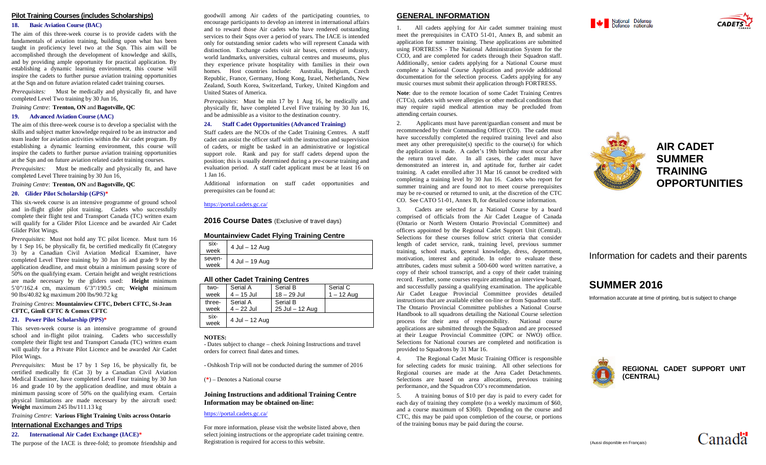## Pilot Training Courses (includes Scholarships)

### 18. Basic Aviation Course (BAC)

The aim of this three-week course is to provide cadets with the fundamentals of aviation training, building upon what has been taught in proficiency level two at the Sqn. This aim will be accomplished through the development of knowledge and skills, and by providing ample opportunity for practical application. By establishing a dynamic learning environment, this course will inspire the cadets to further pursue aviation training opportunities at the Sqn and on future aviation related cadet training courses.

*Prerequisites:* Must be medically and physically fit, and have completed Level Two training by 30 Jun 16,

*Training Centre*: **Trenton, ON** and **Bagotville, QC**

### 19. Advanced Aviation Course (AAC)

The aim of this three-week course is to develop a specialist with the skills and subject matter knowledge required to be an instructor and team leader for aviation activities within the Air cadet program. By establishing a dynamic learning environment, this course will inspire the cadets to further pursue aviation training opportunities at the Sqn and on future aviation related cadet training courses.

*Prerequisites:* Must be medically and physically fit, and have completed Level Three training by 30 Jun 16,

*Training Centre*: **Trenton, ON** and **Bagotville, QC**

### 20. Glider Pilot Scholarship (GPS)*

This six-week course is an intensive programme of ground school and in-flight glider pilot training. Cadets who successfully complete their flight test and Transport Canada (TC) written exam will qualify for a Glider Pilot Licence and be awarded Air Cadet Glider Pilot Wings.

*Prerequisites*: Must not hold any TC pilot licence. Must turn 16 by 1 Sep 16, be physically fit, be certified medically fit (Category 3) by a Canadian Civil Aviation Medical Examiner, have completed Level Three training by 30 Jun 16 and grade 9 by the application deadline, and must obtain a minimum passing score of 50% on the qualifying exam. Certain height and weight restrictions are made necessary by the gliders used: **Height** minimum 5'0"/162.4 cm, maximum 6'3"/190.5 cm; **Weight** minimum 90 lbs/40.82 kg maximum 200 lbs/90.72 kg

*Training Centres*: **Mountainview CFTC, Debert CFTC, St-Jean CFTC, Gimli CFTC & Comox CFTC**

### 21. Power Pilot Scholarship (PPS)*

This seven-week course is an intensive programme of ground school and in-flight pilot training. Cadets who successfully complete their flight test and Transport Canada (TC) written exam will qualify for a Private Pilot Licence and be awarded Air Cadet Pilot Wings.

*Prerequisites*: Must be 17 by 1 Sep 16, be physically fit, be certified medically fit (Cat 3) by a Canadian Civil Aviation Medical Examiner, have completed Level Four training by 30 Jun 16 and grade 10 by the application deadline, and must obtain a minimum passing score of 50% on the qualifying exam. Certain physical limitations are made necessary by the aircraft used: **Weight** maximum 245 lbs/111.13 kg

*Training Centre*: **Various Flight Training Units across Ontario**

## International Exchanges and Trips

### 22. International Air Cadet Exchange (IACE)*

The purpose of the IACE is three-fold; to promote friendship and goodwill among Air cadets of the participating countries, to encourage participants to develop an interest in international affairs and to reward those Air cadets who have rendered outstanding services to their Sqns over a period of years. The IACE is intended only for outstanding senior cadets who will represent Canada with distinction. Exchange cadets visit air bases, centres of industry, world landmarks, universities, cultural centres and museums, plus they experience private hospitality with families in their own homes. Host countries include: Australia, Belgium, Czech Republic, France, Germany, Hong Kong, Israel, Netherlands, New Zealand, South Korea, Switzerland, Turkey, United Kingdom and United States of America.

*Prerequisites*: Must be min 17 by 1 Aug 16, be medically and physically fit, have completed Level Five training by 30 Jun 16, and be admissible as a visitor to the destination country.

### 24. Staff Cadet Opportunities (Advanced Training)

Staff cadets are the NCOs of the Cadet Training Centres. A staff cadet can assist the officer staff with the instruction and supervision of cadets, or might be tasked in an administrative or logistical support role. Rank and pay for staff cadets depend upon the position; this is usually determined during a pre-course training and evaluation period. A staff cadet applicant must be at least 16 on 1 Jan 16.

Additional information on staff cadet opportunities and prerequisites can be found at:

https://portal.cadets.gc.ca/

## 2016 Course Dates (Exclusive of travel days)

### Mountainview Cadet Flying Training Centre

| | |
|---|---|
| six-week | 4 Jul – 12 Aug |
| seven-week | 4 Jul – 19 Aug |

### All other Cadet Training Centres

| | | | |
|---|---|---|---|
| two-week | Serial A<br>4 – 15 Jul | Serial B<br>18 – 29 Jul | Serial C<br>1 – 12 Aug |
| three-week | Serial A<br>4 – 22 Jul | Serial B<br>25 Jul – 12 Aug | |
| six-week | 4 Jul – 12 Aug | | |

**NOTES:**

- Dates subject to change – check Joining Instructions and travel orders for correct final dates and times.

- Oshkosh Trip will not be conducted during the summer of 2016

(*) – Denotes a National course

**Joining Instructions and additional Training Centre Information may be obtained on-line:**

https://portal.cadets.gc.ca/

For more information, please visit the website listed above, then select joining instructions or the appropriate cadet training centre. Registration is required for access to this website.

## GENERAL INFORMATION

1. All cadets applying for Air cadet summer training must meet the prerequisites in CATO 51-01, Annex B, and submit an application for summer training. These applications are submitted using FORTRESS - The National Administration System for the CCO, and are completed for cadets through their Squadron staff. Additionally, senior cadets applying for a National Course must complete a National Course Application and provide additional documentation for the selection process. Cadets applying for any music courses must submit their application through FORTRESS.

**Note**: due to the remote location of some Cadet Training Centres (CTCs), cadets with severe allergies or other medical conditions that may require rapid medical attention may be precluded from attending certain courses.

2. Applicants must have parent/guardian consent and must be recommended by their Commanding Officer (CO). The cadet must have successfully completed the required training level and also meet any other prerequisite(s) specific to the course(s) for which the application is made. A cadet's 19th birthday must occur after the return travel date. In all cases, the cadet must have demonstrated an interest in, and aptitude for, further air cadet training. A cadet enrolled after 31 Mar 16 cannot be credited with completing a training level by 30 Jun 16. Cadets who report for summer training and are found not to meet course prerequisites may be re-coursed or returned to unit, at the discretion of the CTC CO. See CATO 51-01, Annex B, for detailed course information.

3. Cadets are selected for a National Course by a board comprised of officials from the Air Cadet League of Canada (Ontario or North Western Ontario Provincial Committee) and officers appointed by the Regional Cadet Support Unit (Central). Selections for these courses follow strict criteria that consider length of cadet service, rank, training level, previous summer training, school marks, general knowledge, dress, deportment, motivation, interest and aptitude. In order to evaluate these attributes, cadets must submit a 500-600 word written narrative, a copy of their school transcript, and a copy of their cadet training record. Further, some courses require attending an interview board, and successfully passing a qualifying examination. The applicable Air Cadet League Provincial Committee provides detailed instructions that are available either on-line or from Squadron staff. The Ontario Provincial Committee publishes a National Course Handbook to all squadrons detailing the National Course selection process for their area of responsibility. National course applications are submitted through the Squadron and are processed at their League Provincial Committee (OPC or NWO) office. Selections for National courses are completed and notification is provided to Squadrons by 31 Mar 16.

4. The Regional Cadet Music Training Officer is responsible for selecting cadets for music training. All other selections for Regional courses are made at the Area Cadet Detachments. Selections are based on area allocations, previous training performance, and the Squadron CO's recommendation.

5. A training bonus of $10 per day is paid to every cadet for each day of training they complete (to a weekly maximum of $60, and a course maximum of $360). Depending on the course and CTC, this may be paid upon completion of the course, or portions of the training bonus may be paid during the course.

National Defence / Défense nationale

CADETS CANADA

# AIR CADET SUMMER TRAINING OPPORTUNITIES

Information for cadets and their parents

## SUMMER 2016

Information accurate at time of printing, but is subject to change

**REGIONAL CADET SUPPORT UNIT (CENTRAL)**

(Aussi disponible en Français)

Canada